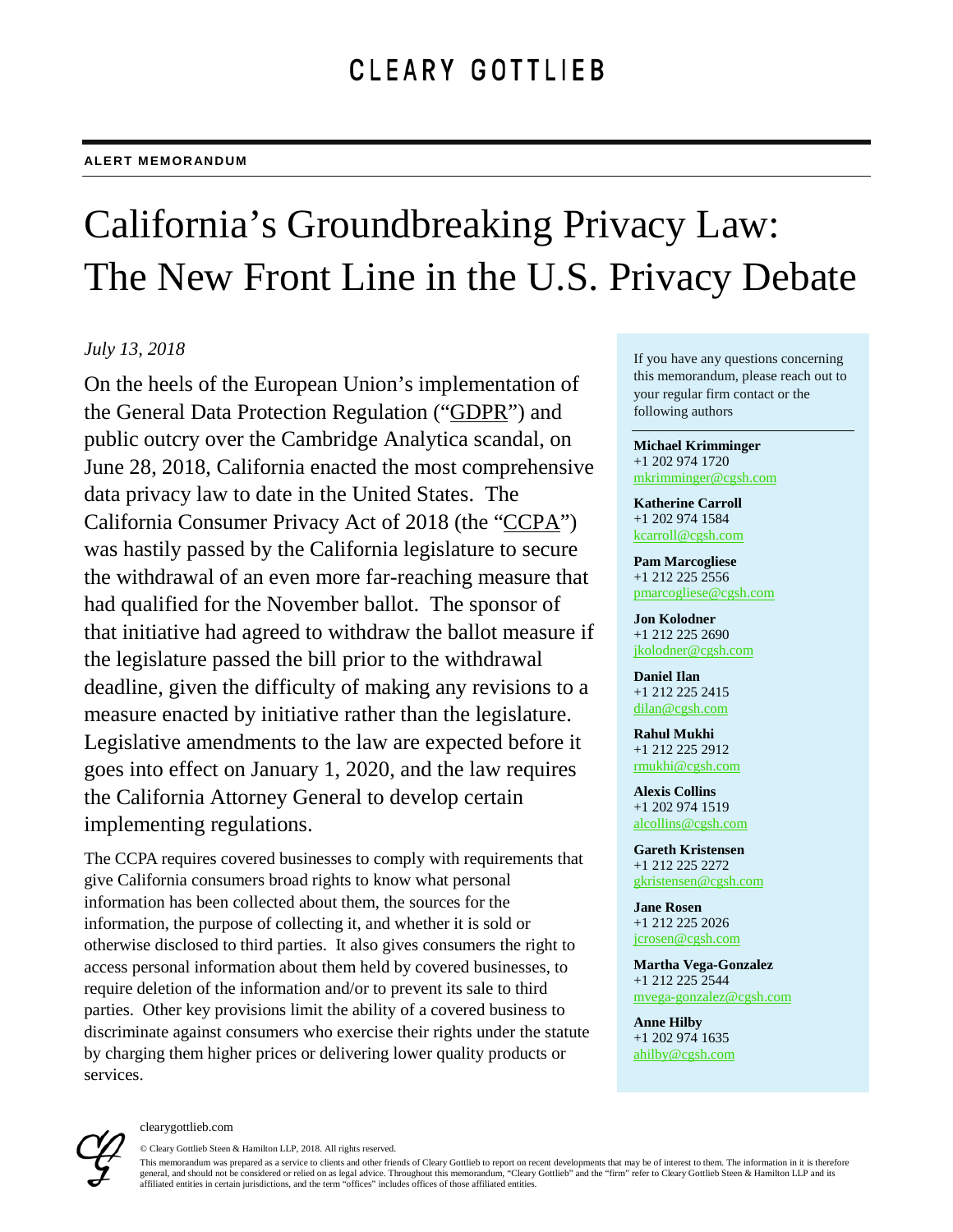# CLEARY GOTTLIEB

**ALERT MEMORANDUM**

# California's Groundbreaking Privacy Law: The New Front Line in the U.S. Privacy Debate

*July 13, 2018*

On the heels of the European Union's implementation of the General Data Protection Regulation ("GDPR") and public outcry over the Cambridge Analytica scandal, on June 28, 2018, California enacted the most comprehensive data privacy law to date in the United States. The California Consumer Privacy Act of 2018 (the "CCPA") was hastily passed by the California legislature to secure the withdrawal of an even more far-reaching measure that had qualified for the November ballot. The sponsor of that initiative had agreed to withdraw the ballot measure if the legislature passed the bill prior to the withdrawal deadline, given the difficulty of making any revisions to a measure enacted by initiative rather than the legislature. Legislative amendments to the law are expected before it goes into effect on January 1, 2020, and the law requires the California Attorney General to develop certain implementing regulations.

The CCPA requires covered businesses to comply with requirements that give California consumers broad rights to know what personal information has been collected about them, the sources for the information, the purpose of collecting it, and whether it is sold or otherwise disclosed to third parties. It also gives consumers the right to access personal information about them held by covered businesses, to require deletion of the information and/or to prevent its sale to third parties. Other key provisions limit the ability of a covered business to discriminate against consumers who exercise their rights under the statute by charging them higher prices or delivering lower quality products or services.

If you have any questions concerning this memorandum, please reach out to your regular firm contact or the following authors

**Michael Krimminger**
+1 202 974 1720
mkrimminger@cgsh.com

**Katherine Carroll**
+1 202 974 1584
kcarroll@cgsh.com

**Pam Marcogliese**
+1 212 225 2556
pmarcogliese@cgsh.com

**Jon Kolodner**
+1 212 225 2690
jkolodner@cgsh.com

**Daniel Ilan**
+1 212 225 2415
dilan@cgsh.com

**Rahul Mukhi**
+1 212 225 2912
rmukhi@cgsh.com

**Alexis Collins**
+1 202 974 1519
alcollins@cgsh.com

**Gareth Kristensen**
+1 212 225 2272
gkristensen@cgsh.com

**Jane Rosen**
+1 212 225 2026
jcrosen@cgsh.com

**Martha Vega-Gonzalez**
+1 212 225 2544
mvega-gonzalez@cgsh.com

**Anne Hilby**
+1 202 974 1635
ahilby@cgsh.com

clearygottlieb.com

© Cleary Gottlieb Steen & Hamilton LLP, 2018. All rights reserved.

This memorandum was prepared as a service to clients and other friends of Cleary Gottlieb to report on recent developments that may be of interest to them. The information in it is therefore general, and should not be considered or relied on as legal advice. Throughout this memorandum, "Cleary Gottlieb" and the "firm" refer to Cleary Gottlieb Steen & Hamilton LLP and its affiliated entities in certain jurisdictions, and the term "offices" includes offices of those affiliated entities.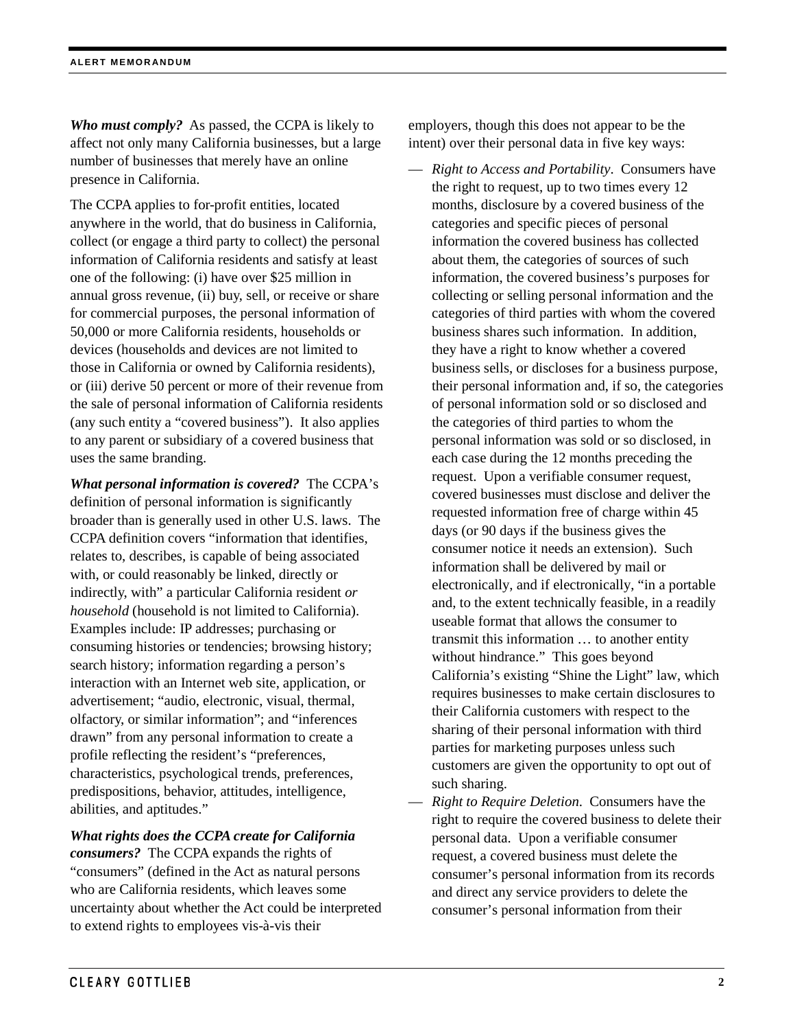***Who must comply?*** As passed, the CCPA is likely to affect not only many California businesses, but a large number of businesses that merely have an online presence in California.

The CCPA applies to for-profit entities, located anywhere in the world, that do business in California, collect (or engage a third party to collect) the personal information of California residents and satisfy at least one of the following: (i) have over $25 million in annual gross revenue, (ii) buy, sell, or receive or share for commercial purposes, the personal information of 50,000 or more California residents, households or devices (households and devices are not limited to those in California or owned by California residents), or (iii) derive 50 percent or more of their revenue from the sale of personal information of California residents (any such entity a "covered business"). It also applies to any parent or subsidiary of a covered business that uses the same branding.

***What personal information is covered?*** The CCPA's definition of personal information is significantly broader than is generally used in other U.S. laws. The CCPA definition covers "information that identifies, relates to, describes, is capable of being associated with, or could reasonably be linked, directly or indirectly, with" a particular California resident *or household* (household is not limited to California). Examples include: IP addresses; purchasing or consuming histories or tendencies; browsing history; search history; information regarding a person's interaction with an Internet web site, application, or advertisement; "audio, electronic, visual, thermal, olfactory, or similar information"; and "inferences drawn" from any personal information to create a profile reflecting the resident's "preferences, characteristics, psychological trends, preferences, predispositions, behavior, attitudes, intelligence, abilities, and aptitudes."

***What rights does the CCPA create for California consumers?*** The CCPA expands the rights of "consumers" (defined in the Act as natural persons who are California residents, which leaves some uncertainty about whether the Act could be interpreted to extend rights to employees vis-à-vis their employers, though this does not appear to be the intent) over their personal data in five key ways:

- *Right to Access and Portability*. Consumers have the right to request, up to two times every 12 months, disclosure by a covered business of the categories and specific pieces of personal information the covered business has collected about them, the categories of sources of such information, the covered business's purposes for collecting or selling personal information and the categories of third parties with whom the covered business shares such information. In addition, they have a right to know whether a covered business sells, or discloses for a business purpose, their personal information and, if so, the categories of personal information sold or so disclosed and the categories of third parties to whom the personal information was sold or so disclosed, in each case during the 12 months preceding the request. Upon a verifiable consumer request, covered businesses must disclose and deliver the requested information free of charge within 45 days (or 90 days if the business gives the consumer notice it needs an extension). Such information shall be delivered by mail or electronically, and if electronically, "in a portable and, to the extent technically feasible, in a readily useable format that allows the consumer to transmit this information … to another entity without hindrance." This goes beyond California's existing "Shine the Light" law, which requires businesses to make certain disclosures to their California customers with respect to the sharing of their personal information with third parties for marketing purposes unless such customers are given the opportunity to opt out of such sharing.
- *Right to Require Deletion*. Consumers have the right to require the covered business to delete their personal data. Upon a verifiable consumer request, a covered business must delete the consumer's personal information from its records and direct any service providers to delete the consumer's personal information from their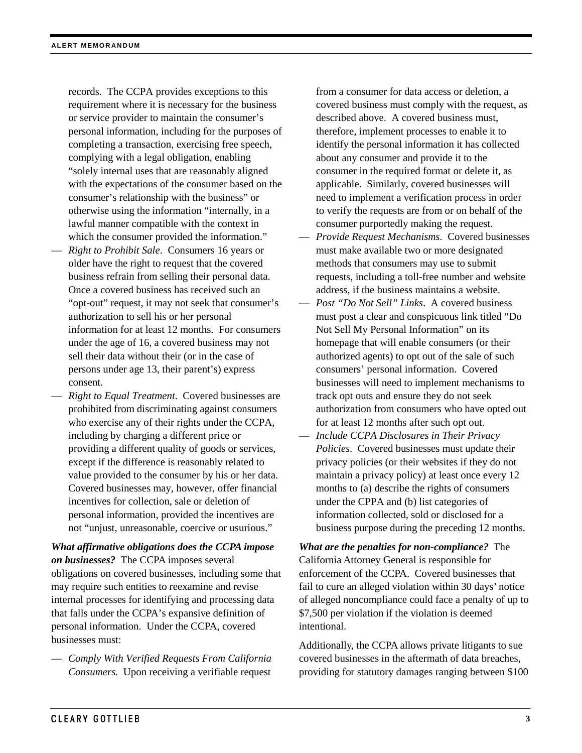records. The CCPA provides exceptions to this requirement where it is necessary for the business or service provider to maintain the consumer's personal information, including for the purposes of completing a transaction, exercising free speech, complying with a legal obligation, enabling "solely internal uses that are reasonably aligned with the expectations of the consumer based on the consumer's relationship with the business" or otherwise using the information "internally, in a lawful manner compatible with the context in which the consumer provided the information."

- *Right to Prohibit Sale*. Consumers 16 years or older have the right to request that the covered business refrain from selling their personal data. Once a covered business has received such an "opt-out" request, it may not seek that consumer's authorization to sell his or her personal information for at least 12 months. For consumers under the age of 16, a covered business may not sell their data without their (or in the case of persons under age 13, their parent's) express consent.
- *Right to Equal Treatment*. Covered businesses are prohibited from discriminating against consumers who exercise any of their rights under the CCPA, including by charging a different price or providing a different quality of goods or services, except if the difference is reasonably related to value provided to the consumer by his or her data. Covered businesses may, however, offer financial incentives for collection, sale or deletion of personal information, provided the incentives are not "unjust, unreasonable, coercive or usurious."

***What affirmative obligations does the CCPA impose on businesses?*** The CCPA imposes several obligations on covered businesses, including some that may require such entities to reexamine and revise internal processes for identifying and processing data that falls under the CCPA's expansive definition of personal information. Under the CCPA, covered businesses must:

- *Comply With Verified Requests From California Consumers.* Upon receiving a verifiable request from a consumer for data access or deletion, a covered business must comply with the request, as described above. A covered business must, therefore, implement processes to enable it to identify the personal information it has collected about any consumer and provide it to the consumer in the required format or delete it, as applicable. Similarly, covered businesses will need to implement a verification process in order to verify the requests are from or on behalf of the consumer purportedly making the request.
- *Provide Request Mechanisms*. Covered businesses must make available two or more designated methods that consumers may use to submit requests, including a toll-free number and website address, if the business maintains a website.
- *Post "Do Not Sell" Links*. A covered business must post a clear and conspicuous link titled "Do Not Sell My Personal Information" on its homepage that will enable consumers (or their authorized agents) to opt out of the sale of such consumers' personal information. Covered businesses will need to implement mechanisms to track opt outs and ensure they do not seek authorization from consumers who have opted out for at least 12 months after such opt out.
- *Include CCPA Disclosures in Their Privacy Policies*. Covered businesses must update their privacy policies (or their websites if they do not maintain a privacy policy) at least once every 12 months to (a) describe the rights of consumers under the CPPA and (b) list categories of information collected, sold or disclosed for a business purpose during the preceding 12 months.

***What are the penalties for non-compliance?*** The California Attorney General is responsible for enforcement of the CCPA. Covered businesses that fail to cure an alleged violation within 30 days' notice of alleged noncompliance could face a penalty of up to $7,500 per violation if the violation is deemed intentional.

Additionally, the CCPA allows private litigants to sue covered businesses in the aftermath of data breaches, providing for statutory damages ranging between $100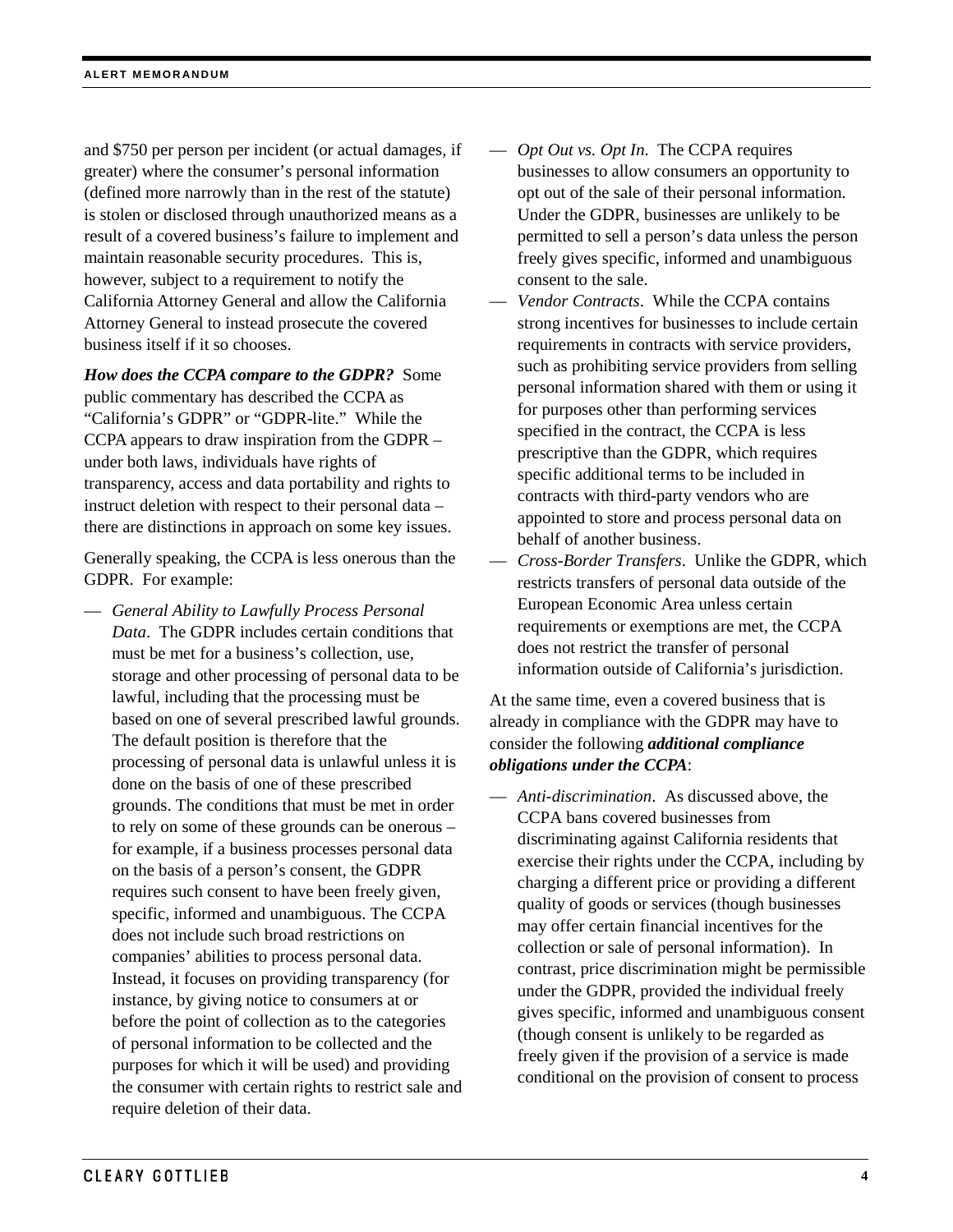and $750 per person per incident (or actual damages, if greater) where the consumer's personal information (defined more narrowly than in the rest of the statute) is stolen or disclosed through unauthorized means as a result of a covered business's failure to implement and maintain reasonable security procedures. This is, however, subject to a requirement to notify the California Attorney General and allow the California Attorney General to instead prosecute the covered business itself if it so chooses.

***How does the CCPA compare to the GDPR?*** Some public commentary has described the CCPA as "California's GDPR" or "GDPR-lite." While the CCPA appears to draw inspiration from the GDPR – under both laws, individuals have rights of transparency, access and data portability and rights to instruct deletion with respect to their personal data – there are distinctions in approach on some key issues.

Generally speaking, the CCPA is less onerous than the GDPR. For example:

- *General Ability to Lawfully Process Personal Data*. The GDPR includes certain conditions that must be met for a business's collection, use, storage and other processing of personal data to be lawful, including that the processing must be based on one of several prescribed lawful grounds. The default position is therefore that the processing of personal data is unlawful unless it is done on the basis of one of these prescribed grounds. The conditions that must be met in order to rely on some of these grounds can be onerous – for example, if a business processes personal data on the basis of a person's consent, the GDPR requires such consent to have been freely given, specific, informed and unambiguous. The CCPA does not include such broad restrictions on companies' abilities to process personal data. Instead, it focuses on providing transparency (for instance, by giving notice to consumers at or before the point of collection as to the categories of personal information to be collected and the purposes for which it will be used) and providing the consumer with certain rights to restrict sale and require deletion of their data.
- *Opt Out vs. Opt In*. The CCPA requires businesses to allow consumers an opportunity to opt out of the sale of their personal information. Under the GDPR, businesses are unlikely to be permitted to sell a person's data unless the person freely gives specific, informed and unambiguous consent to the sale.
- *Vendor Contracts*. While the CCPA contains strong incentives for businesses to include certain requirements in contracts with service providers, such as prohibiting service providers from selling personal information shared with them or using it for purposes other than performing services specified in the contract, the CCPA is less prescriptive than the GDPR, which requires specific additional terms to be included in contracts with third-party vendors who are appointed to store and process personal data on behalf of another business.
- *Cross-Border Transfers*. Unlike the GDPR, which restricts transfers of personal data outside of the European Economic Area unless certain requirements or exemptions are met, the CCPA does not restrict the transfer of personal information outside of California's jurisdiction.

At the same time, even a covered business that is already in compliance with the GDPR may have to consider the following ***additional compliance obligations under the CCPA***:

- *Anti-discrimination*. As discussed above, the CCPA bans covered businesses from discriminating against California residents that exercise their rights under the CCPA, including by charging a different price or providing a different quality of goods or services (though businesses may offer certain financial incentives for the collection or sale of personal information). In contrast, price discrimination might be permissible under the GDPR, provided the individual freely gives specific, informed and unambiguous consent (though consent is unlikely to be regarded as freely given if the provision of a service is made conditional on the provision of consent to process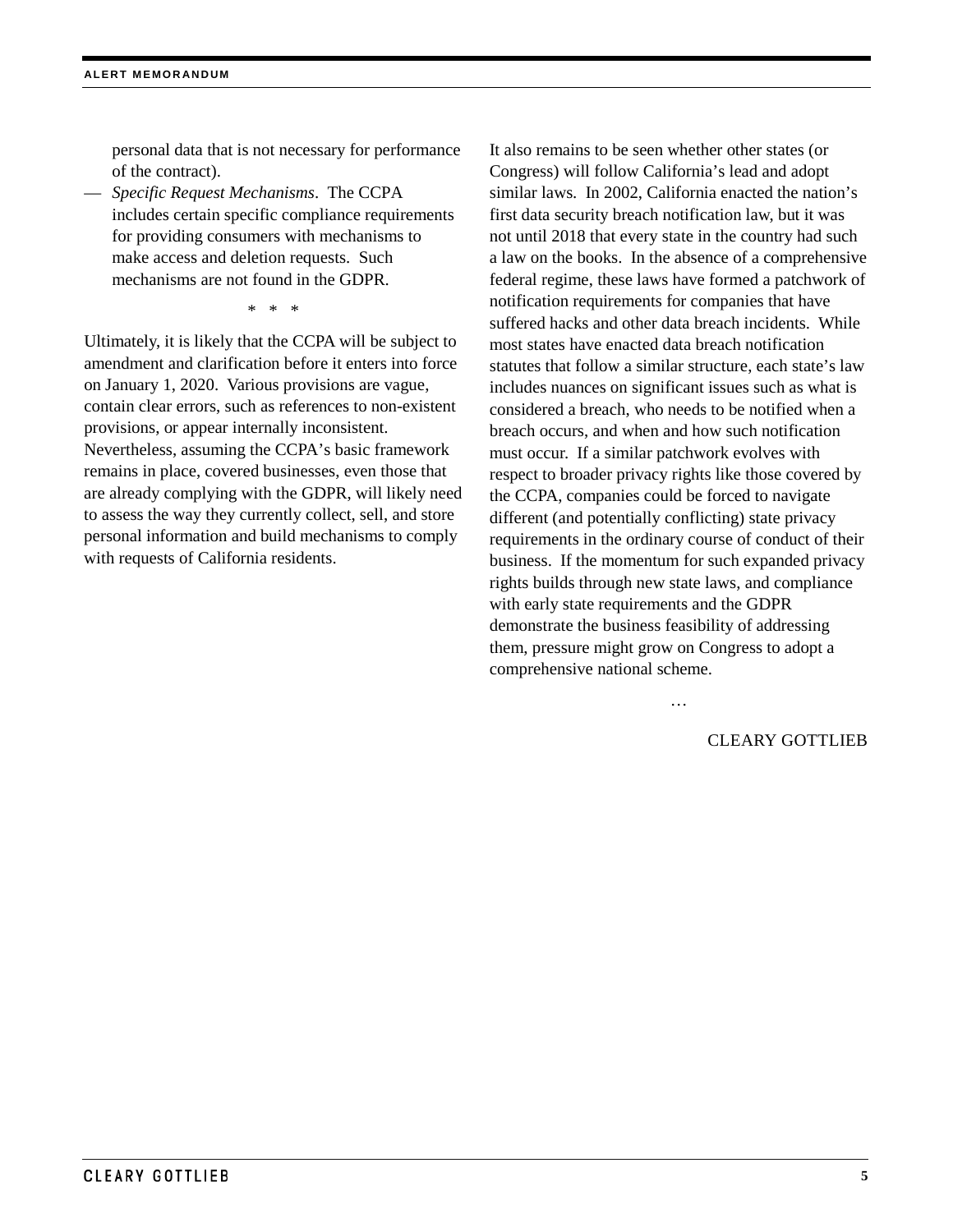personal data that is not necessary for performance of the contract).

— *Specific Request Mechanisms*. The CCPA includes certain specific compliance requirements for providing consumers with mechanisms to make access and deletion requests. Such mechanisms are not found in the GDPR.

\* \* \*

Ultimately, it is likely that the CCPA will be subject to amendment and clarification before it enters into force on January 1, 2020. Various provisions are vague, contain clear errors, such as references to non-existent provisions, or appear internally inconsistent. Nevertheless, assuming the CCPA's basic framework remains in place, covered businesses, even those that are already complying with the GDPR, will likely need to assess the way they currently collect, sell, and store personal information and build mechanisms to comply with requests of California residents.

It also remains to be seen whether other states (or Congress) will follow California's lead and adopt similar laws. In 2002, California enacted the nation's first data security breach notification law, but it was not until 2018 that every state in the country had such a law on the books. In the absence of a comprehensive federal regime, these laws have formed a patchwork of notification requirements for companies that have suffered hacks and other data breach incidents. While most states have enacted data breach notification statutes that follow a similar structure, each state's law includes nuances on significant issues such as what is considered a breach, who needs to be notified when a breach occurs, and when and how such notification must occur. If a similar patchwork evolves with respect to broader privacy rights like those covered by the CCPA, companies could be forced to navigate different (and potentially conflicting) state privacy requirements in the ordinary course of conduct of their business. If the momentum for such expanded privacy rights builds through new state laws, and compliance with early state requirements and the GDPR demonstrate the business feasibility of addressing them, pressure might grow on Congress to adopt a comprehensive national scheme.

…

CLEARY GOTTLIEB